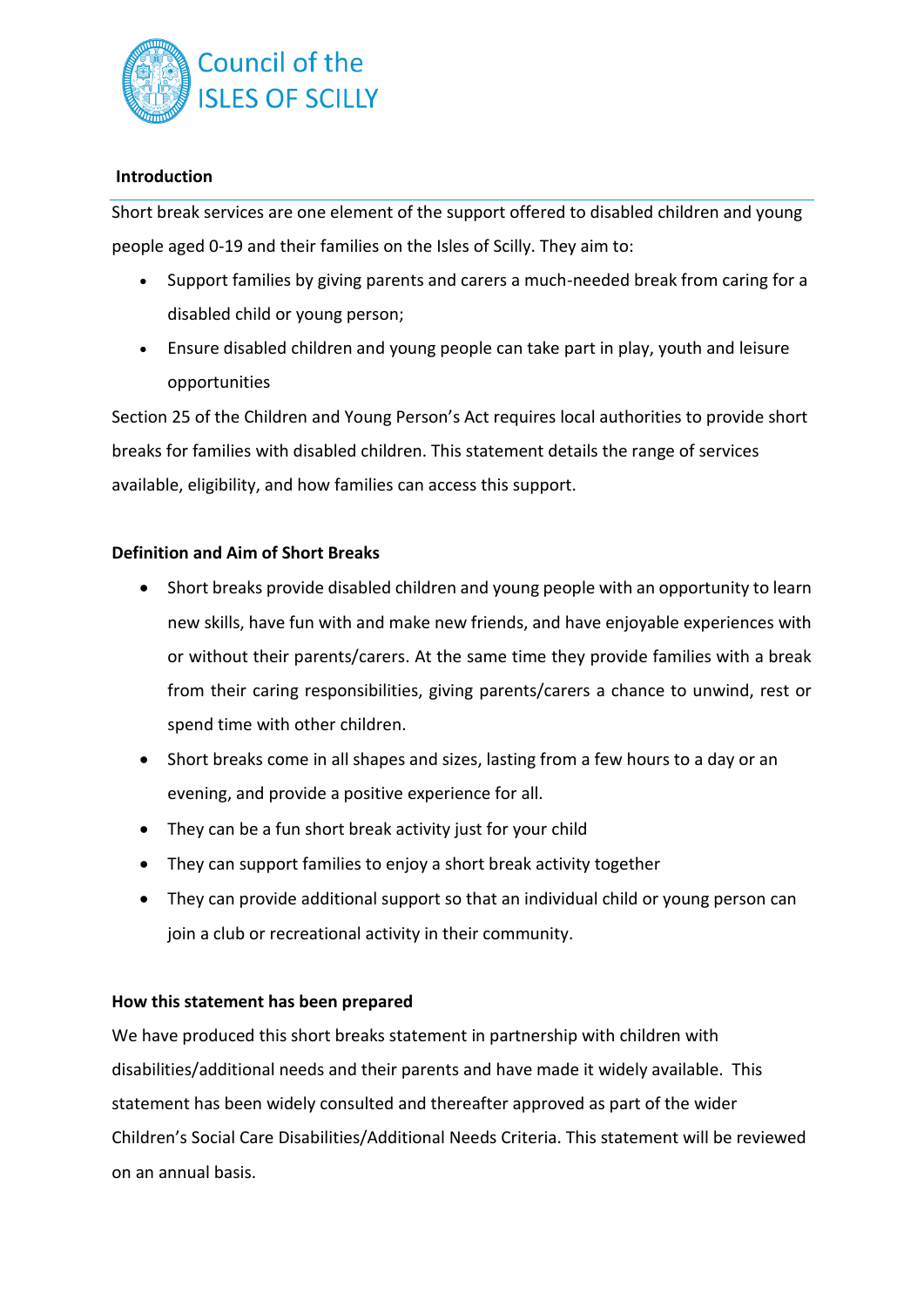Council of the ISLES OF SCILLY

## Introduction

Short break services are one element of the support offered to disabled children and young people aged 0-19 and their families on the Isles of Scilly. They aim to:

- Support families by giving parents and carers a much-needed break from caring for a disabled child or young person;
- Ensure disabled children and young people can take part in play, youth and leisure opportunities

Section 25 of the Children and Young Person's Act requires local authorities to provide short breaks for families with disabled children. This statement details the range of services available, eligibility, and how families can access this support.

## Definition and Aim of Short Breaks

- Short breaks provide disabled children and young people with an opportunity to learn new skills, have fun with and make new friends, and have enjoyable experiences with or without their parents/carers. At the same time they provide families with a break from their caring responsibilities, giving parents/carers a chance to unwind, rest or spend time with other children.
- Short breaks come in all shapes and sizes, lasting from a few hours to a day or an evening, and provide a positive experience for all.
- They can be a fun short break activity just for your child
- They can support families to enjoy a short break activity together
- They can provide additional support so that an individual child or young person can join a club or recreational activity in their community.

## How this statement has been prepared

We have produced this short breaks statement in partnership with children with disabilities/additional needs and their parents and have made it widely available. This statement has been widely consulted and thereafter approved as part of the wider Children's Social Care Disabilities/Additional Needs Criteria. This statement will be reviewed on an annual basis.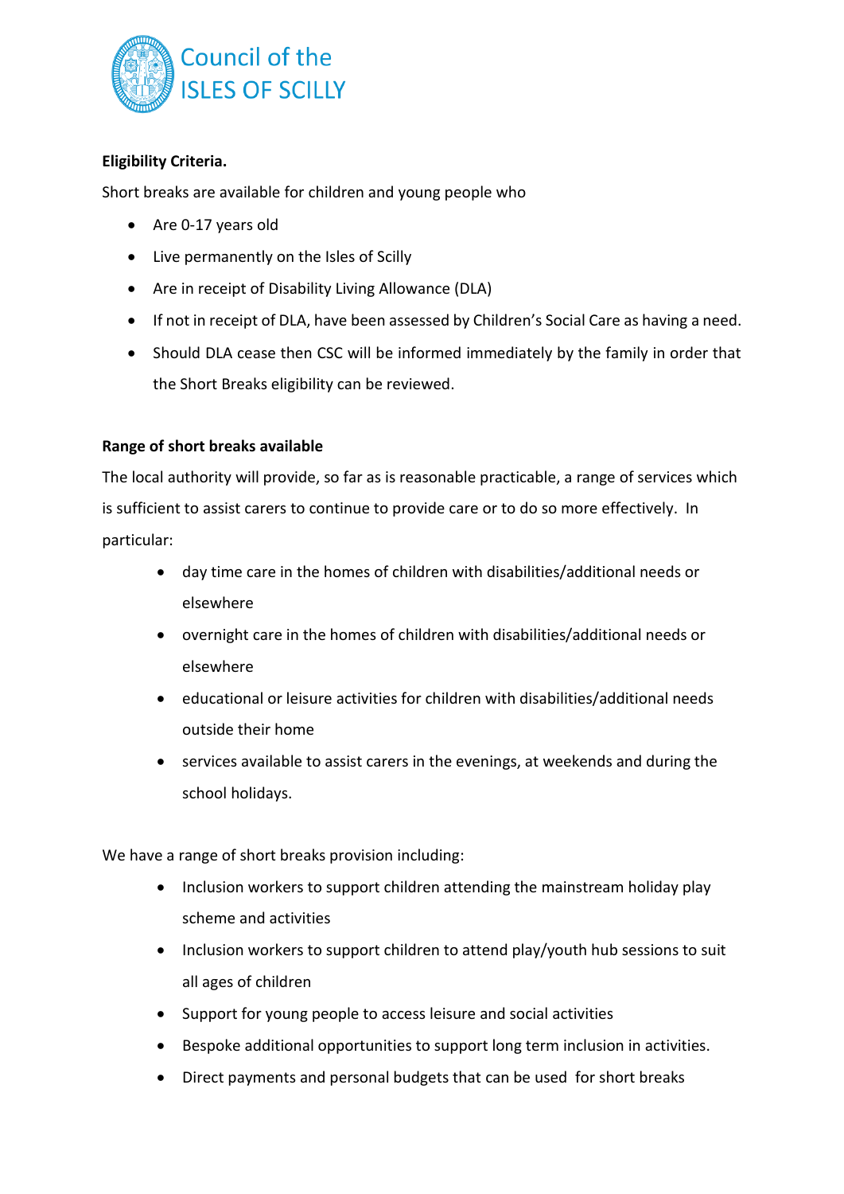**Eligibility Criteria.**

Short breaks are available for children and young people who

- Are 0-17 years old
- Live permanently on the Isles of Scilly
- Are in receipt of Disability Living Allowance (DLA)
- If not in receipt of DLA, have been assessed by Children's Social Care as having a need.
- Should DLA cease then CSC will be informed immediately by the family in order that the Short Breaks eligibility can be reviewed.

**Range of short breaks available**

The local authority will provide, so far as is reasonable practicable, a range of services which is sufficient to assist carers to continue to provide care or to do so more effectively. In particular:

- day time care in the homes of children with disabilities/additional needs or elsewhere
- overnight care in the homes of children with disabilities/additional needs or elsewhere
- educational or leisure activities for children with disabilities/additional needs outside their home
- services available to assist carers in the evenings, at weekends and during the school holidays.

We have a range of short breaks provision including:

- Inclusion workers to support children attending the mainstream holiday play scheme and activities
- Inclusion workers to support children to attend play/youth hub sessions to suit all ages of children
- Support for young people to access leisure and social activities
- Bespoke additional opportunities to support long term inclusion in activities.
- Direct payments and personal budgets that can be used for short breaks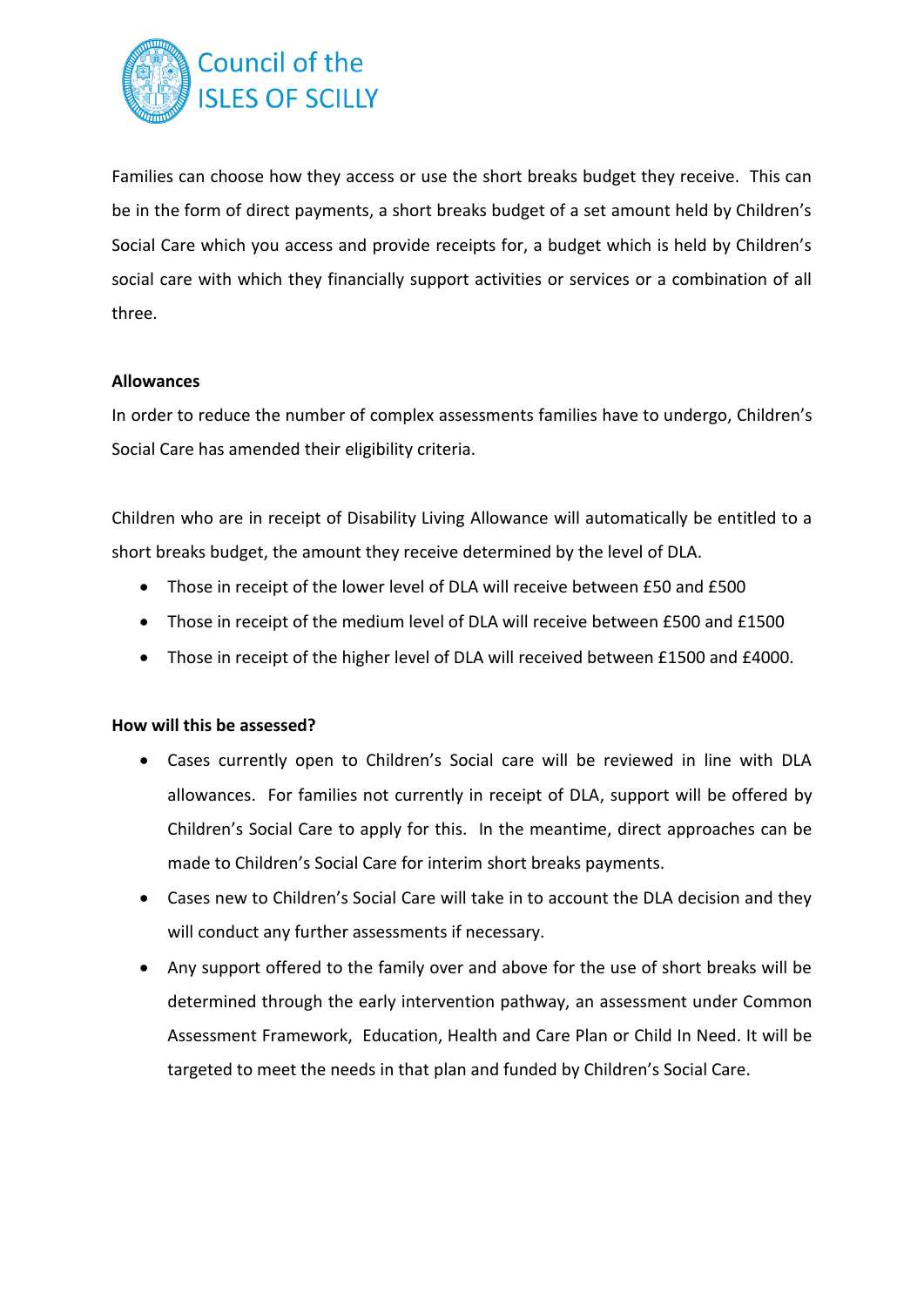Families can choose how they access or use the short breaks budget they receive. This can be in the form of direct payments, a short breaks budget of a set amount held by Children's Social Care which you access and provide receipts for, a budget which is held by Children's social care with which they financially support activities or services or a combination of all three.

**Allowances**

In order to reduce the number of complex assessments families have to undergo, Children's Social Care has amended their eligibility criteria.

Children who are in receipt of Disability Living Allowance will automatically be entitled to a short breaks budget, the amount they receive determined by the level of DLA.

- Those in receipt of the lower level of DLA will receive between £50 and £500
- Those in receipt of the medium level of DLA will receive between £500 and £1500
- Those in receipt of the higher level of DLA will received between £1500 and £4000.

**How will this be assessed?**

- Cases currently open to Children's Social care will be reviewed in line with DLA allowances. For families not currently in receipt of DLA, support will be offered by Children's Social Care to apply for this. In the meantime, direct approaches can be made to Children's Social Care for interim short breaks payments.
- Cases new to Children's Social Care will take in to account the DLA decision and they will conduct any further assessments if necessary.
- Any support offered to the family over and above for the use of short breaks will be determined through the early intervention pathway, an assessment under Common Assessment Framework, Education, Health and Care Plan or Child In Need. It will be targeted to meet the needs in that plan and funded by Children's Social Care.